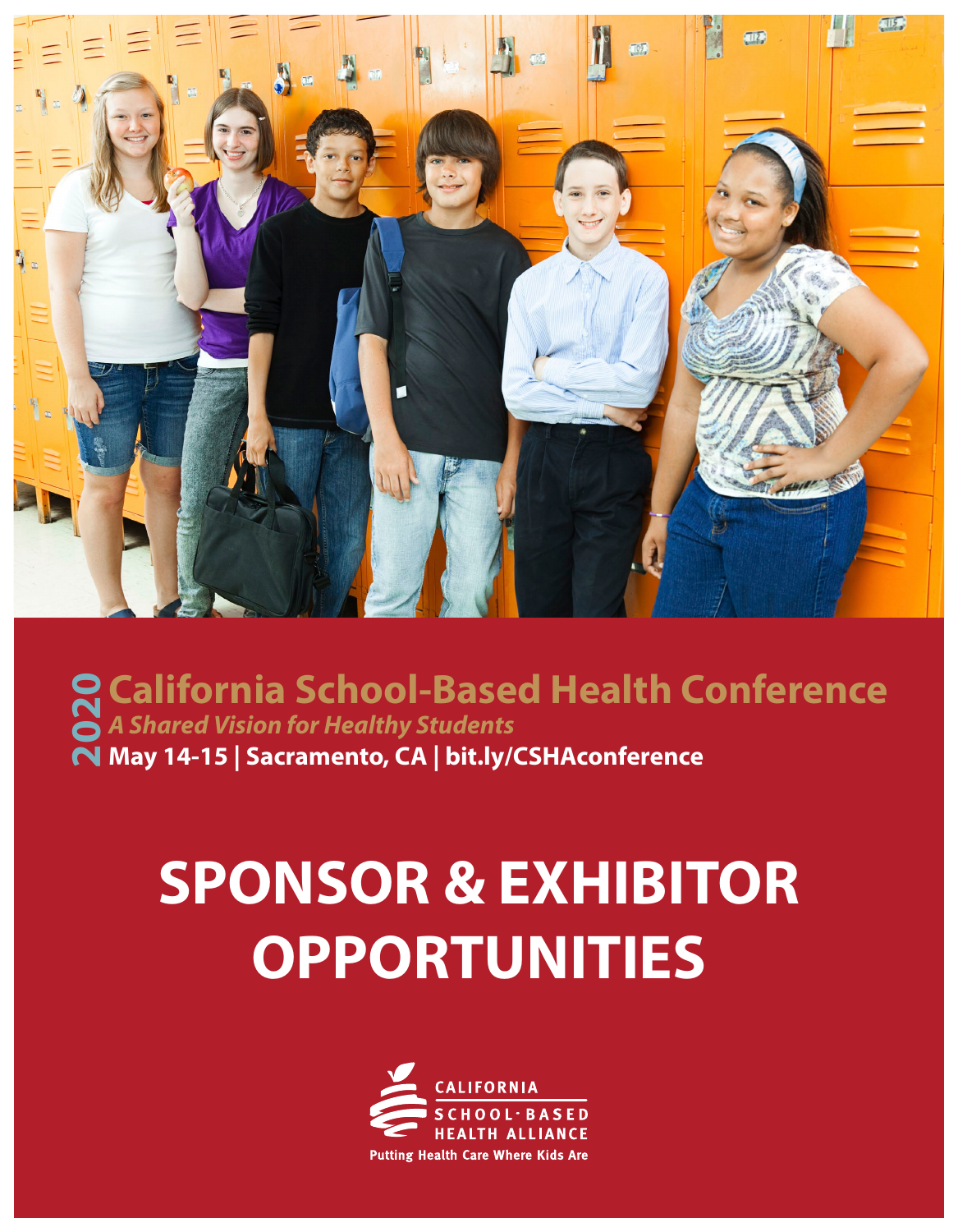2020 **California School-Based Health Conference**

*A Shared Vision for Healthy Students*

**May 14-15 | Sacramento, CA | bit.ly/CSHAconference**

# SPONSOR & EXHIBITOR OPPORTUNITIES

CALIFORNIA SCHOOL-BASED HEALTH ALLIANCE

Putting Health Care Where Kids Are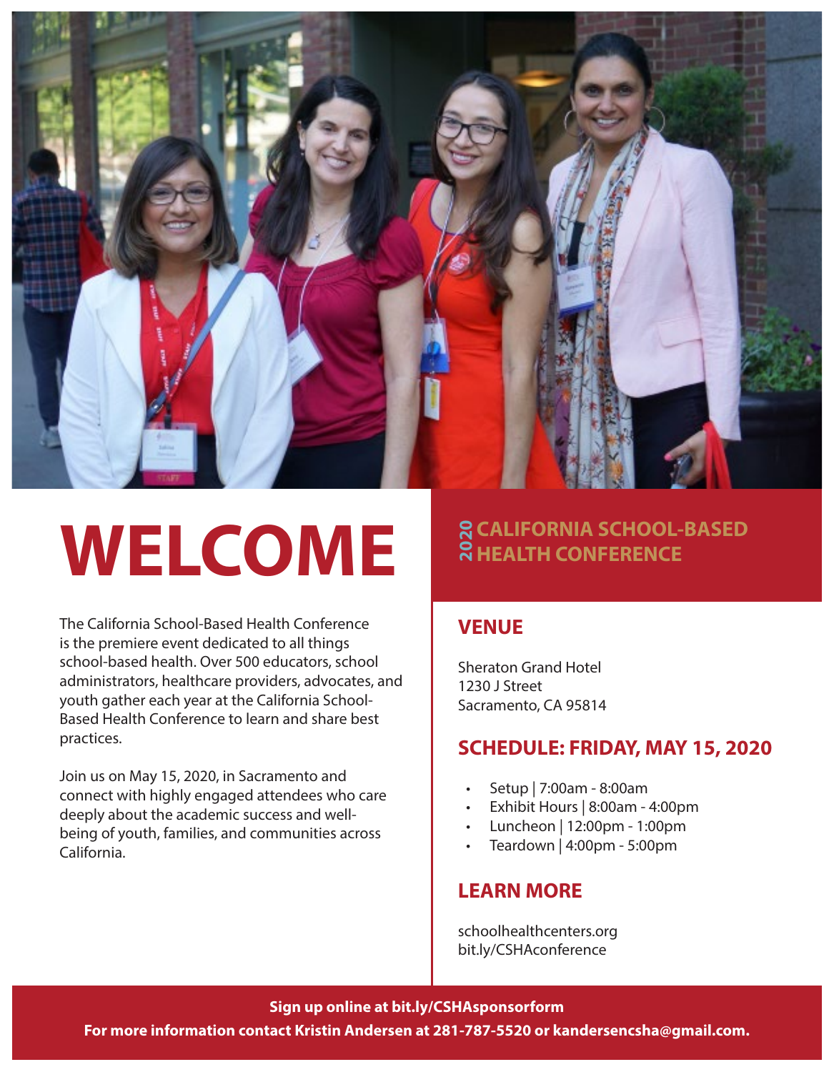# WELCOME

The California School-Based Health Conference is the premiere event dedicated to all things school-based health. Over 500 educators, school administrators, healthcare providers, advocates, and youth gather each year at the California School-Based Health Conference to learn and share best practices.

Join us on May 15, 2020, in Sacramento and connect with highly engaged attendees who care deeply about the academic success and well-being of youth, families, and communities across California.

## 2020 CALIFORNIA SCHOOL-BASED HEALTH CONFERENCE

### VENUE

Sheraton Grand Hotel
1230 J Street
Sacramento, CA 95814

### SCHEDULE: FRIDAY, MAY 15, 2020

- Setup | 7:00am - 8:00am
- Exhibit Hours | 8:00am - 4:00pm
- Luncheon | 12:00pm - 1:00pm
- Teardown | 4:00pm - 5:00pm

### LEARN MORE

schoolhealthcenters.org
bit.ly/CSHAconference

**Sign up online at bit.ly/CSHAsponsorform**

**For more information contact Kristin Andersen at 281-787-5520 or kandersencsha@gmail.com.**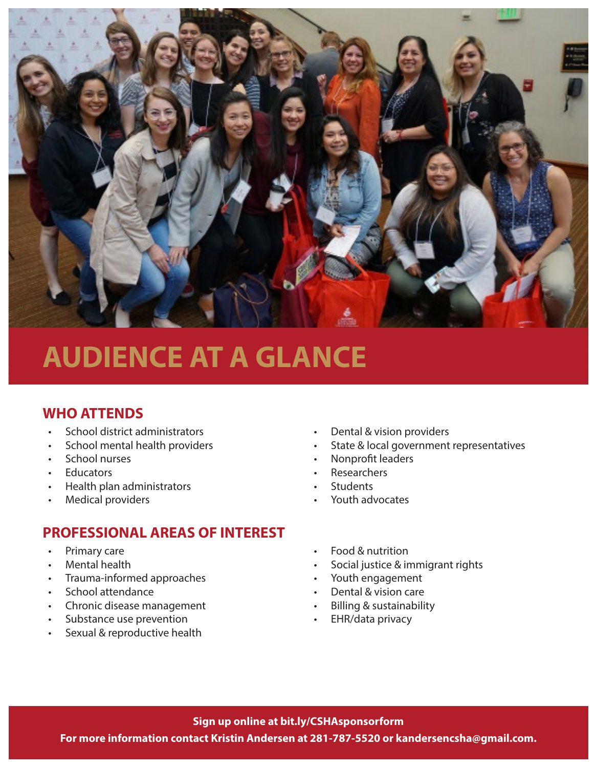# AUDIENCE AT A GLANCE

## WHO ATTENDS

- School district administrators
- School mental health providers
- School nurses
- Educators
- Health plan administrators
- Medical providers
- Dental & vision providers
- State & local government representatives
- Nonprofit leaders
- Researchers
- Students
- Youth advocates

## PROFESSIONAL AREAS OF INTEREST

- Primary care
- Mental health
- Trauma-informed approaches
- School attendance
- Chronic disease management
- Substance use prevention
- Sexual & reproductive health
- Food & nutrition
- Social justice & immigrant rights
- Youth engagement
- Dental & vision care
- Billing & sustainability
- EHR/data privacy

**Sign up online at bit.ly/CSHAsponsorform**

**For more information contact Kristin Andersen at 281-787-5520 or kandersencsha@gmail.com.**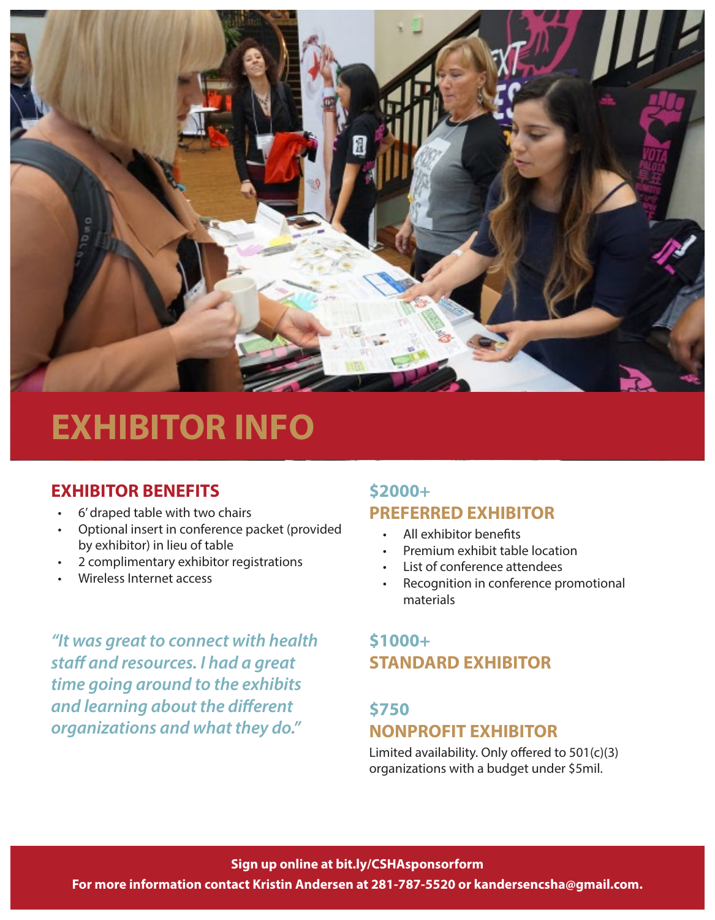# EXHIBITOR INFO

## EXHIBITOR BENEFITS

- 6' draped table with two chairs
- Optional insert in conference packet (provided by exhibitor) in lieu of table
- 2 complimentary exhibitor registrations
- Wireless Internet access

*"It was great to connect with health staff and resources. I had a great time going around to the exhibits and learning about the different organizations and what they do."*

## $2000+
## PREFERRED EXHIBITOR

- All exhibitor benefits
- Premium exhibit table location
- List of conference attendees
- Recognition in conference promotional materials

## $1000+
## STANDARD EXHIBITOR

## $750
## NONPROFIT EXHIBITOR

Limited availability. Only offered to 501(c)(3) organizations with a budget under $5mil.

**Sign up online at bit.ly/CSHAsponsorform**

**For more information contact Kristin Andersen at 281-787-5520 or kandersencsha@gmail.com.**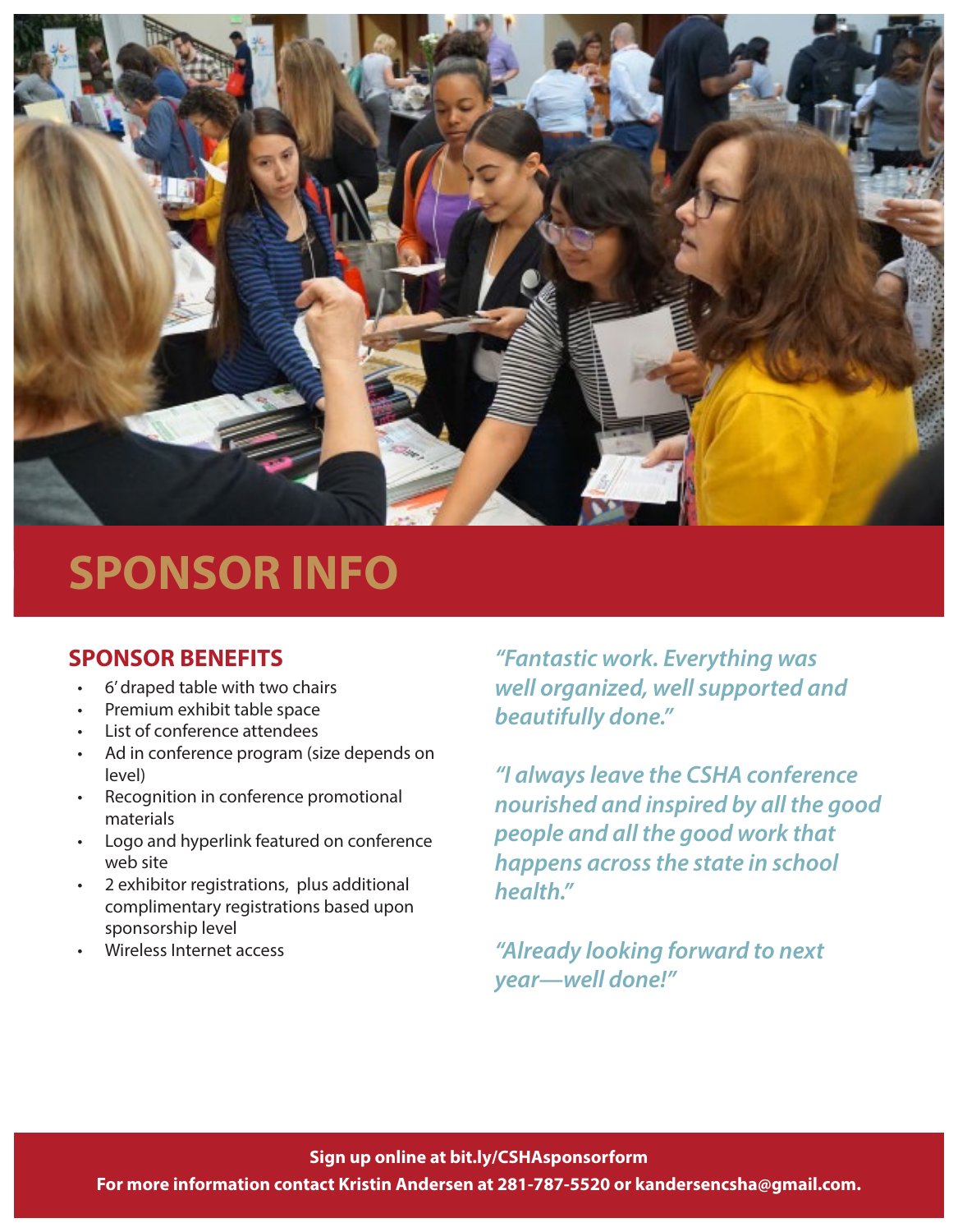# SPONSOR INFO

## SPONSOR BENEFITS

- 6' draped table with two chairs
- Premium exhibit table space
- List of conference attendees
- Ad in conference program (size depends on level)
- Recognition in conference promotional materials
- Logo and hyperlink featured on conference web site
- 2 exhibitor registrations, plus additional complimentary registrations based upon sponsorship level
- Wireless Internet access

*"Fantastic work. Everything was well organized, well supported and beautifully done."*

*"I always leave the CSHA conference nourished and inspired by all the good people and all the good work that happens across the state in school health."*

*"Already looking forward to next year—well done!"*

**Sign up online at bit.ly/CSHAsponsorform**

**For more information contact Kristin Andersen at 281-787-5520 or kandersencsha@gmail.com.**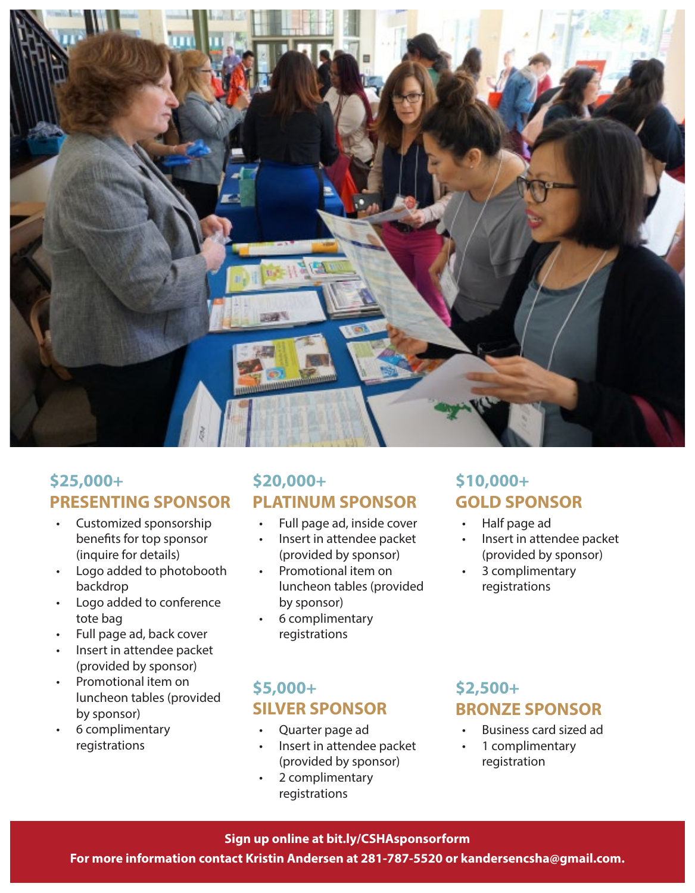## $25,000+
## PRESENTING SPONSOR

- Customized sponsorship benefits for top sponsor (inquire for details)
- Logo added to photobooth backdrop
- Logo added to conference tote bag
- Full page ad, back cover
- Insert in attendee packet (provided by sponsor)
- Promotional item on luncheon tables (provided by sponsor)
- 6 complimentary registrations

## $20,000+
## PLATINUM SPONSOR

- Full page ad, inside cover
- Insert in attendee packet (provided by sponsor)
- Promotional item on luncheon tables (provided by sponsor)
- 6 complimentary registrations

## $10,000+
## GOLD SPONSOR

- Half page ad
- Insert in attendee packet (provided by sponsor)
- 3 complimentary registrations

## $5,000+
## SILVER SPONSOR

- Quarter page ad
- Insert in attendee packet (provided by sponsor)
- 2 complimentary registrations

## $2,500+
## BRONZE SPONSOR

- Business card sized ad
- 1 complimentary registration

**Sign up online at bit.ly/CSHAsponsorform**

**For more information contact Kristin Andersen at 281-787-5520 or kandersencsha@gmail.com.**